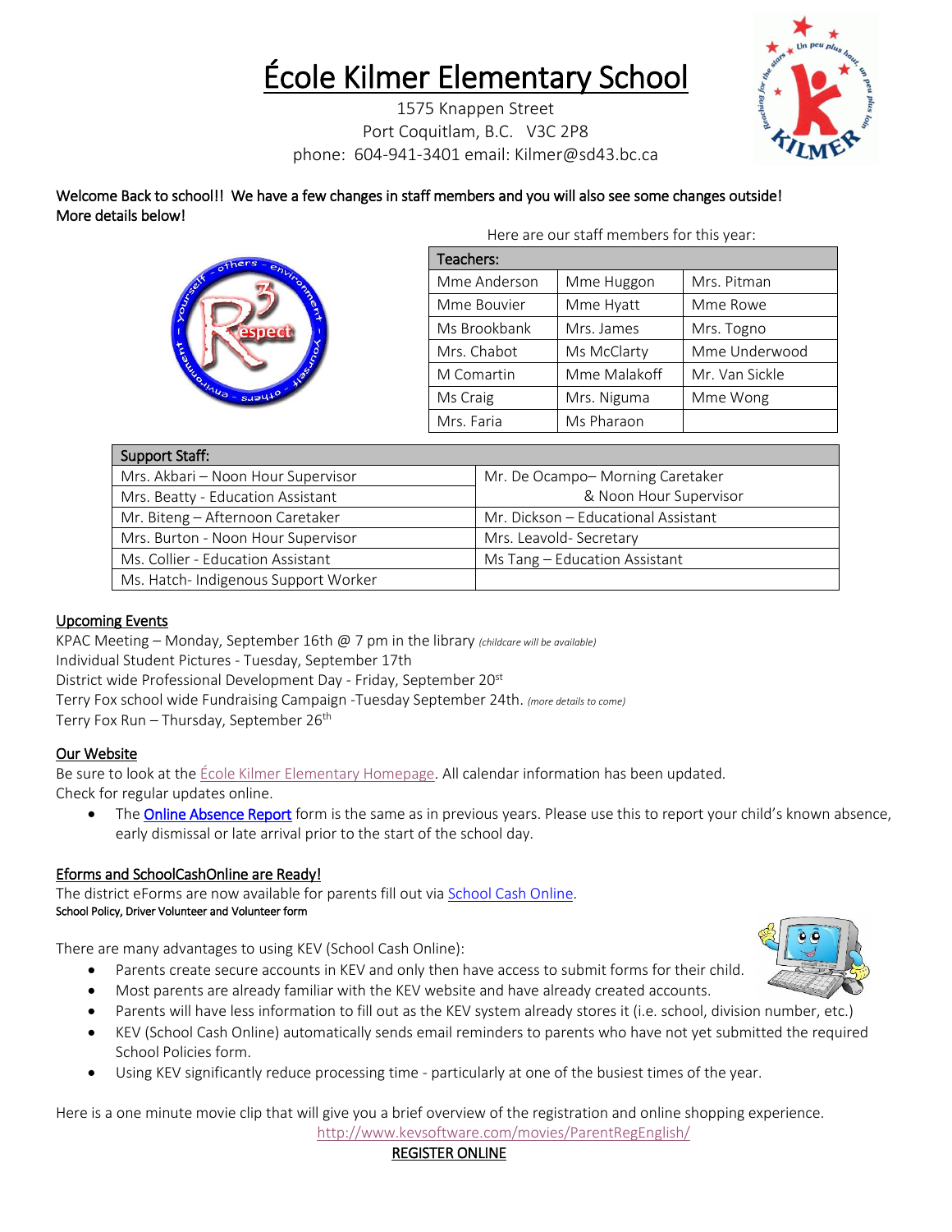# École Kilmer Elementary School

1575 Knappen Street
Port Coquitlam, B.C. V3C 2P8
phone: 604-941-3401 email: Kilmer@sd43.bc.ca

Welcome Back to school!! We have a few changes in staff members and you will also see some changes outside! More details below!

Here are our staff members for this year:

| Teachers: | | |
|---|---|---|
| Mme Anderson | Mme Huggon | Mrs. Pitman |
| Mme Bouvier | Mme Hyatt | Mme Rowe |
| Ms Brookbank | Mrs. James | Mrs. Togno |
| Mrs. Chabot | Ms McClarty | Mme Underwood |
| M Comartin | Mme Malakoff | Mr. Van Sickle |
| Ms Craig | Mrs. Niguma | Mme Wong |
| Mrs. Faria | Ms Pharaon | |

| Support Staff: | |
|---|---|
| Mrs. Akbari – Noon Hour Supervisor | Mr. De Ocampo– Morning Caretaker & Noon Hour Supervisor |
| Mrs. Beatty - Education Assistant | |
| Mr. Biteng – Afternoon Caretaker | Mr. Dickson – Educational Assistant |
| Mrs. Burton - Noon Hour Supervisor | Mrs. Leavold- Secretary |
| Ms. Collier - Education Assistant | Ms Tang – Education Assistant |
| Ms. Hatch- Indigenous Support Worker | |

## Upcoming Events

KPAC Meeting – Monday, September 16th @ 7 pm in the library *(childcare will be available)*
Individual Student Pictures - Tuesday, September 17th
District wide Professional Development Day - Friday, September 20st
Terry Fox school wide Fundraising Campaign -Tuesday September 24th. *(more details to come)*
Terry Fox Run – Thursday, September 26th

## Our Website

Be sure to look at the École Kilmer Elementary Homepage. All calendar information has been updated.
Check for regular updates online.

- The Online Absence Report form is the same as in previous years. Please use this to report your child's known absence, early dismissal or late arrival prior to the start of the school day.

## Eforms and SchoolCashOnline are Ready!

The district eForms are now available for parents fill out via School Cash Online.
School Policy, Driver Volunteer and Volunteer form

There are many advantages to using KEV (School Cash Online):

- Parents create secure accounts in KEV and only then have access to submit forms for their child.
- Most parents are already familiar with the KEV website and have already created accounts.
- Parents will have less information to fill out as the KEV system already stores it (i.e. school, division number, etc.)
- KEV (School Cash Online) automatically sends email reminders to parents who have not yet submitted the required School Policies form.
- Using KEV significantly reduce processing time - particularly at one of the busiest times of the year.

Here is a one minute movie clip that will give you a brief overview of the registration and online shopping experience.
http://www.kevsoftware.com/movies/ParentRegEnglish/
REGISTER ONLINE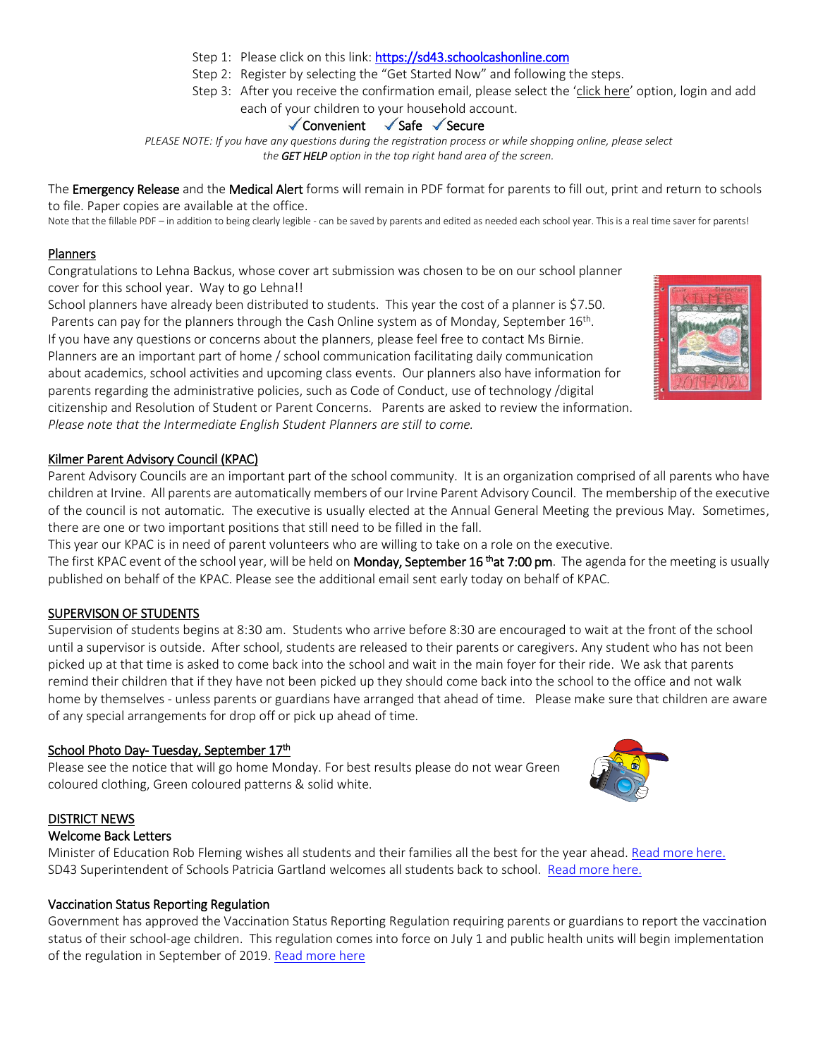Step 1: Please click on this link: https://sd43.schoolcashonline.com

Step 2: Register by selecting the "Get Started Now" and following the steps.

Step 3: After you receive the confirmation email, please select the 'click here' option, login and add each of your children to your household account.

✓Convenient ✓Safe ✓Secure

*PLEASE NOTE: If you have any questions during the registration process or while shopping online, please select the **GET HELP** option in the top right hand area of the screen.*

The Emergency Release and the Medical Alert forms will remain in PDF format for parents to fill out, print and return to schools to file. Paper copies are available at the office.

Note that the fillable PDF – in addition to being clearly legible - can be saved by parents and edited as needed each school year. This is a real time saver for parents!

## Planners

Congratulations to Lehna Backus, whose cover art submission was chosen to be on our school planner cover for this school year. Way to go Lehna!!

School planners have already been distributed to students. This year the cost of a planner is $7.50. Parents can pay for the planners through the Cash Online system as of Monday, September 16th.

If you have any questions or concerns about the planners, please feel free to contact Ms Birnie.

Planners are an important part of home / school communication facilitating daily communication about academics, school activities and upcoming class events. Our planners also have information for parents regarding the administrative policies, such as Code of Conduct, use of technology /digital citizenship and Resolution of Student or Parent Concerns. Parents are asked to review the information.

*Please note that the Intermediate English Student Planners are still to come.*

## Kilmer Parent Advisory Council (KPAC)

Parent Advisory Councils are an important part of the school community. It is an organization comprised of all parents who have children at Irvine. All parents are automatically members of our Irvine Parent Advisory Council. The membership of the executive of the council is not automatic. The executive is usually elected at the Annual General Meeting the previous May. Sometimes, there are one or two important positions that still need to be filled in the fall.

This year our KPAC is in need of parent volunteers who are willing to take on a role on the executive.

The first KPAC event of the school year, will be held on **Monday, September 16th at 7:00 pm**. The agenda for the meeting is usually published on behalf of the KPAC. Please see the additional email sent early today on behalf of KPAC.

## SUPERVISON OF STUDENTS

Supervision of students begins at 8:30 am. Students who arrive before 8:30 are encouraged to wait at the front of the school until a supervisor is outside. After school, students are released to their parents or caregivers. Any student who has not been picked up at that time is asked to come back into the school and wait in the main foyer for their ride. We ask that parents remind their children that if they have not been picked up they should come back into the school to the office and not walk home by themselves - unless parents or guardians have arranged that ahead of time. Please make sure that children are aware of any special arrangements for drop off or pick up ahead of time.

## School Photo Day- Tuesday, September 17th

Please see the notice that will go home Monday. For best results please do not wear Green coloured clothing, Green coloured patterns & solid white.

## DISTRICT NEWS

### Welcome Back Letters

Minister of Education Rob Fleming wishes all students and their families all the best for the year ahead. Read more here.

SD43 Superintendent of Schools Patricia Gartland welcomes all students back to school. Read more here.

### Vaccination Status Reporting Regulation

Government has approved the Vaccination Status Reporting Regulation requiring parents or guardians to report the vaccination status of their school-age children. This regulation comes into force on July 1 and public health units will begin implementation of the regulation in September of 2019. Read more here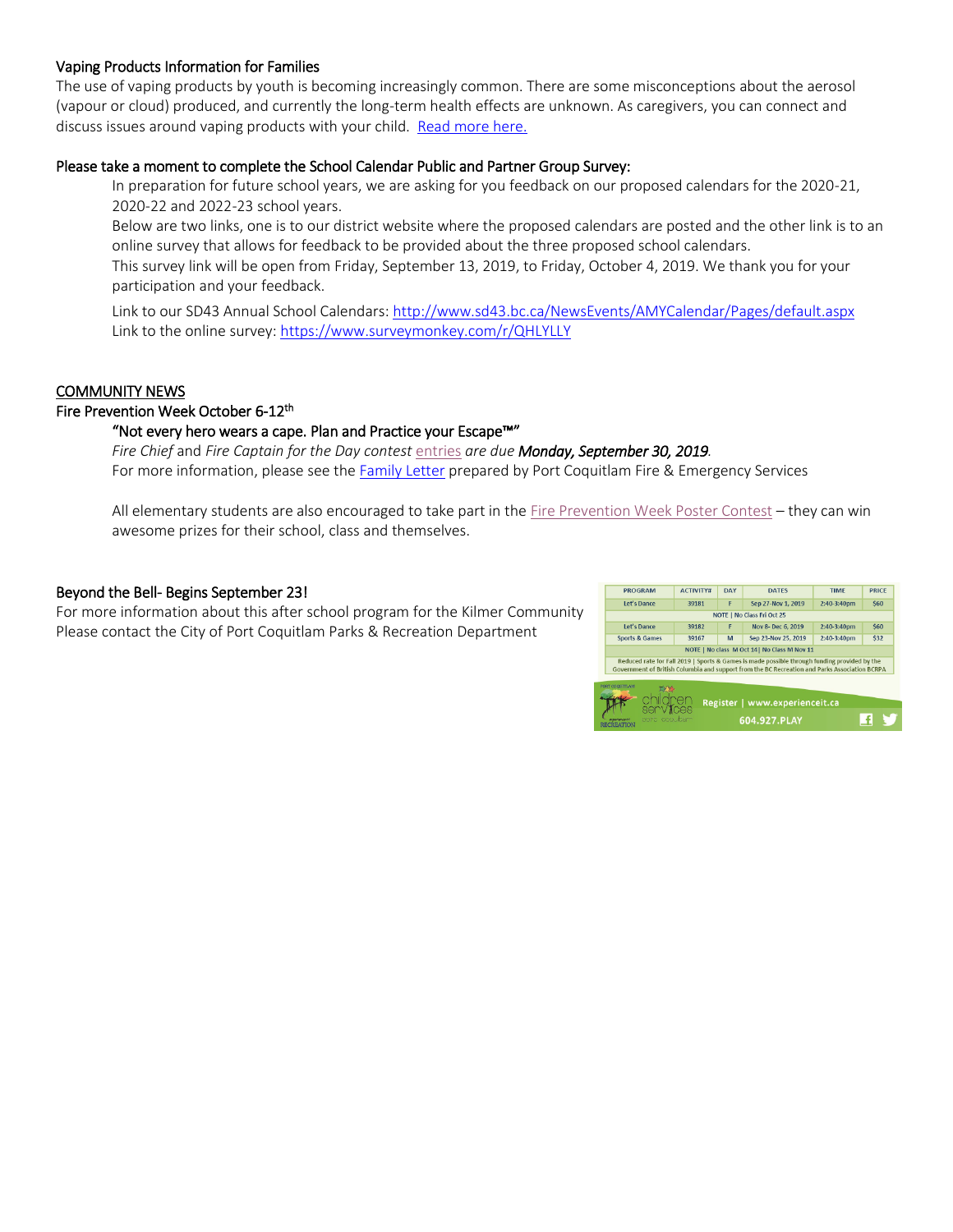Vaping Products Information for Families

The use of vaping products by youth is becoming increasingly common. There are some misconceptions about the aerosol (vapour or cloud) produced, and currently the long-term health effects are unknown. As caregivers, you can connect and discuss issues around vaping products with your child. Read more here.

Please take a moment to complete the School Calendar Public and Partner Group Survey:

In preparation for future school years, we are asking for you feedback on our proposed calendars for the 2020-21, 2020-22 and 2022-23 school years.

Below are two links, one is to our district website where the proposed calendars are posted and the other link is to an online survey that allows for feedback to be provided about the three proposed school calendars.

This survey link will be open from Friday, September 13, 2019, to Friday, October 4, 2019. We thank you for your participation and your feedback.

Link to our SD43 Annual School Calendars: http://www.sd43.bc.ca/NewsEvents/AMYCalendar/Pages/default.aspx
Link to the online survey: https://www.surveymonkey.com/r/QHLYLLY

## COMMUNITY NEWS

Fire Prevention Week October 6-12th

"Not every hero wears a cape. Plan and Practice your Escape™"

*Fire Chief* and *Fire Captain for the Day contest* entries *are due* ***Monday, September 30, 2019***.
For more information, please see the Family Letter prepared by Port Coquitlam Fire & Emergency Services

All elementary students are also encouraged to take part in the Fire Prevention Week Poster Contest – they can win awesome prizes for their school, class and themselves.

Beyond the Bell- Begins September 23!

For more information about this after school program for the Kilmer Community Please contact the City of Port Coquitlam Parks & Recreation Department

| PROGRAM | ACTIVITY# | DAY | DATES | TIME | PRICE |
|---|---|---|---|---|---|
| Let's Dance | 39181 | F | Sep 27-Nov 1, 2019 | 2:40-3:40pm | $60 |
| NOTE \| No Class Fri Oct 25 | | | | | |
| Let's Dance | 39182 | F | Nov 8- Dec 6, 2019 | 2:40-3:40pm | $60 |
| Sports & Games | 39167 | M | Sep 23-Nov 25, 2019 | 2:40-3:40pm | $32 |
| NOTE \| No class M Oct 14 \| No Class M Nov 11 | | | | | |
| Reduced rate for Fall 2019 \| Sports & Games is made possible through funding provided by the Government of British Columbia and support from the BC Recreation and Parks Association BCRPA | | | | | |

children services port coquitlam
Register | www.experienceit.ca
604.927.PLAY